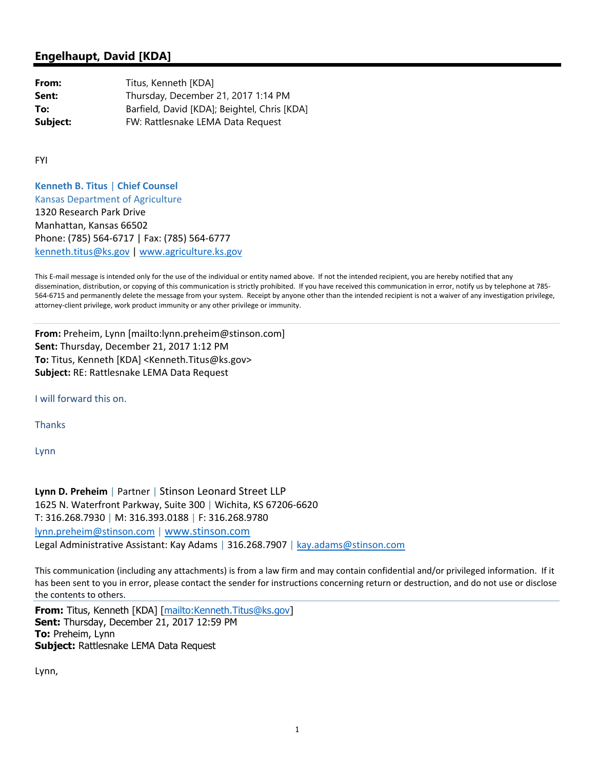## Engelhaupt, David [KDA]

**From:** Titus, Kenneth [KDA]
**Sent:** Thursday, December 21, 2017 1:14 PM
**To:** Barfield, David [KDA]; Beightel, Chris [KDA]
**Subject:** FW: Rattlesnake LEMA Data Request

FYI

**Kenneth B. Titus** | **Chief Counsel**
Kansas Department of Agriculture
1320 Research Park Drive
Manhattan, Kansas 66502
Phone: (785) 564-6717 | Fax: (785) 564-6777
kenneth.titus@ks.gov | www.agriculture.ks.gov

This E-mail message is intended only for the use of the individual or entity named above. If not the intended recipient, you are hereby notified that any dissemination, distribution, or copying of this communication is strictly prohibited. If you have received this communication in error, notify us by telephone at 785-564-6715 and permanently delete the message from your system. Receipt by anyone other than the intended recipient is not a waiver of any investigation privilege, attorney-client privilege, work product immunity or any other privilege or immunity.

---

**From:** Preheim, Lynn [mailto:lynn.preheim@stinson.com]
**Sent:** Thursday, December 21, 2017 1:12 PM
**To:** Titus, Kenneth [KDA] <Kenneth.Titus@ks.gov>
**Subject:** RE: Rattlesnake LEMA Data Request

I will forward this on.

Thanks

Lynn

**Lynn D. Preheim** | Partner | Stinson Leonard Street LLP
1625 N. Waterfront Parkway, Suite 300 | Wichita, KS 67206-6620
T: 316.268.7930 | M: 316.393.0188 | F: 316.268.9780
lynn.preheim@stinson.com | www.stinson.com
Legal Administrative Assistant: Kay Adams | 316.268.7907 | kay.adams@stinson.com

This communication (including any attachments) is from a law firm and may contain confidential and/or privileged information. If it has been sent to you in error, please contact the sender for instructions concerning return or destruction, and do not use or disclose the contents to others.

---

**From:** Titus, Kenneth [KDA] [mailto:Kenneth.Titus@ks.gov]
**Sent:** Thursday, December 21, 2017 12:59 PM
**To:** Preheim, Lynn
**Subject:** Rattlesnake LEMA Data Request

Lynn,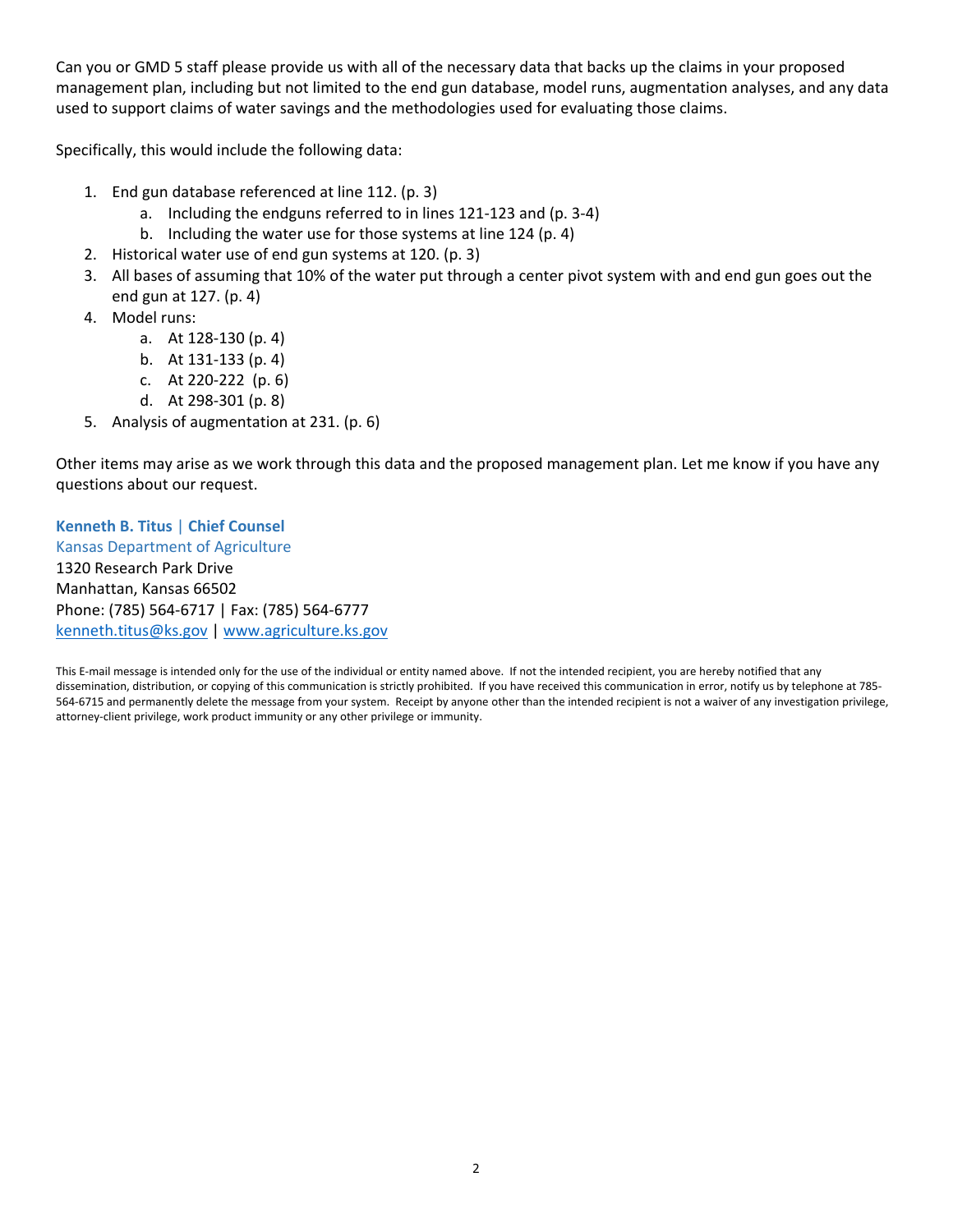Can you or GMD 5 staff please provide us with all of the necessary data that backs up the claims in your proposed management plan, including but not limited to the end gun database, model runs, augmentation analyses, and any data used to support claims of water savings and the methodologies used for evaluating those claims.

Specifically, this would include the following data:

1. End gun database referenced at line 112. (p. 3)
    a. Including the endguns referred to in lines 121-123 and (p. 3-4)
    b. Including the water use for those systems at line 124 (p. 4)
2. Historical water use of end gun systems at 120. (p. 3)
3. All bases of assuming that 10% of the water put through a center pivot system with and end gun goes out the end gun at 127. (p. 4)
4. Model runs:
    a. At 128-130 (p. 4)
    b. At 131-133 (p. 4)
    c. At 220-222 (p. 6)
    d. At 298-301 (p. 8)
5. Analysis of augmentation at 231. (p. 6)

Other items may arise as we work through this data and the proposed management plan. Let me know if you have any questions about our request.

**Kenneth B. Titus** | **Chief Counsel**
Kansas Department of Agriculture
1320 Research Park Drive
Manhattan, Kansas 66502
Phone: (785) 564-6717 | Fax: (785) 564-6777
kenneth.titus@ks.gov | www.agriculture.ks.gov

This E-mail message is intended only for the use of the individual or entity named above. If not the intended recipient, you are hereby notified that any dissemination, distribution, or copying of this communication is strictly prohibited. If you have received this communication in error, notify us by telephone at 785-564-6715 and permanently delete the message from your system. Receipt by anyone other than the intended recipient is not a waiver of any investigation privilege, attorney-client privilege, work product immunity or any other privilege or immunity.